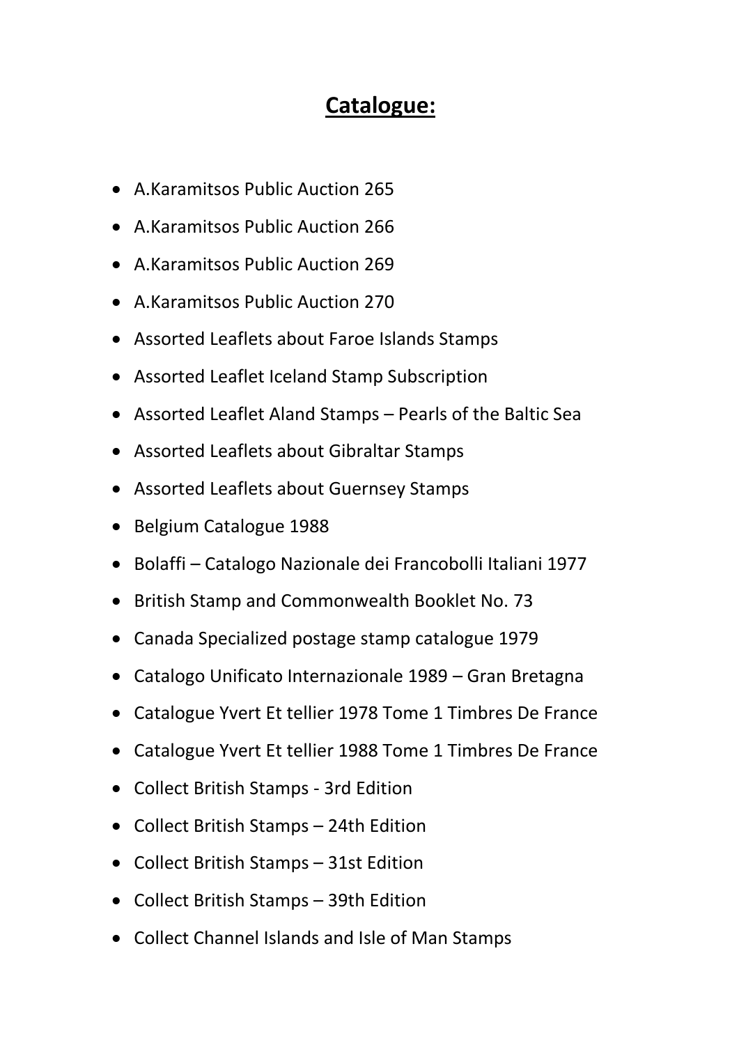# Catalogue:

- A.Karamitsos Public Auction 265
- A.Karamitsos Public Auction 266
- A.Karamitsos Public Auction 269
- A.Karamitsos Public Auction 270
- Assorted Leaflets about Faroe Islands Stamps
- Assorted Leaflet Iceland Stamp Subscription
- Assorted Leaflet Aland Stamps – Pearls of the Baltic Sea
- Assorted Leaflets about Gibraltar Stamps
- Assorted Leaflets about Guernsey Stamps
- Belgium Catalogue 1988
- Bolaffi – Catalogo Nazionale dei Francobolli Italiani 1977
- British Stamp and Commonwealth Booklet No. 73
- Canada Specialized postage stamp catalogue 1979
- Catalogo Unificato Internazionale 1989 – Gran Bretagna
- Catalogue Yvert Et tellier 1978 Tome 1 Timbres De France
- Catalogue Yvert Et tellier 1988 Tome 1 Timbres De France
- Collect British Stamps - 3rd Edition
- Collect British Stamps – 24th Edition
- Collect British Stamps – 31st Edition
- Collect British Stamps – 39th Edition
- Collect Channel Islands and Isle of Man Stamps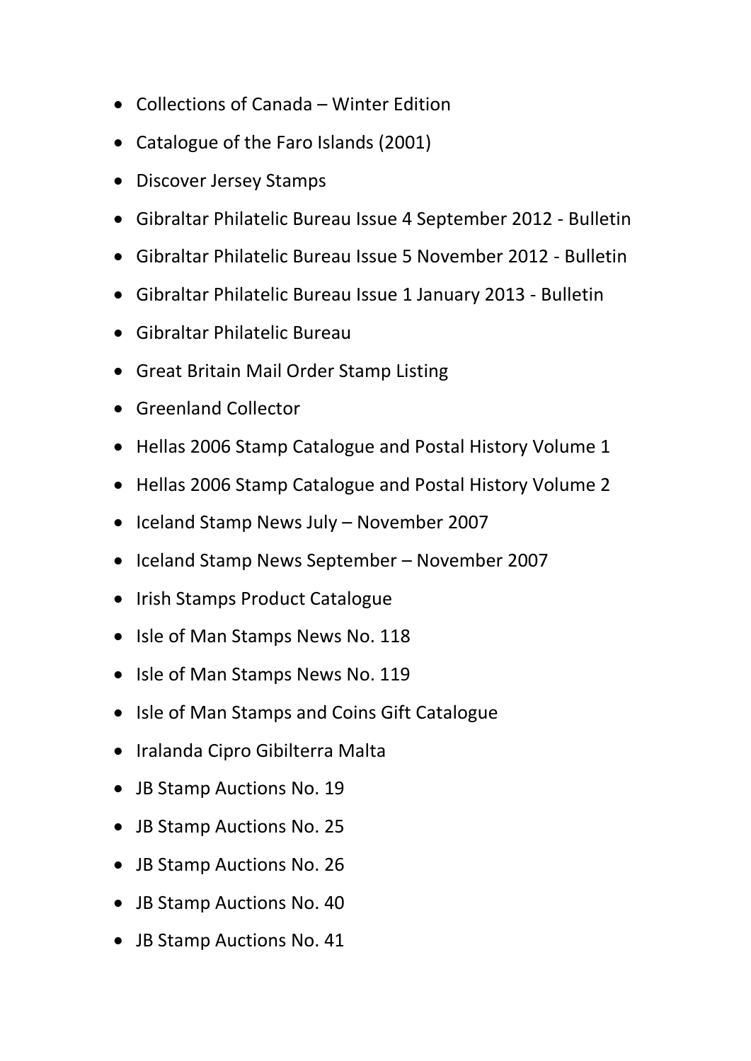- Collections of Canada – Winter Edition
- Catalogue of the Faro Islands (2001)
- Discover Jersey Stamps
- Gibraltar Philatelic Bureau Issue 4 September 2012 - Bulletin
- Gibraltar Philatelic Bureau Issue 5 November 2012 - Bulletin
- Gibraltar Philatelic Bureau Issue 1 January 2013 - Bulletin
- Gibraltar Philatelic Bureau
- Great Britain Mail Order Stamp Listing
- Greenland Collector
- Hellas 2006 Stamp Catalogue and Postal History Volume 1
- Hellas 2006 Stamp Catalogue and Postal History Volume 2
- Iceland Stamp News July – November 2007
- Iceland Stamp News September – November 2007
- Irish Stamps Product Catalogue
- Isle of Man Stamps News No. 118
- Isle of Man Stamps News No. 119
- Isle of Man Stamps and Coins Gift Catalogue
- Iralanda Cipro Gibilterra Malta
- JB Stamp Auctions No. 19
- JB Stamp Auctions No. 25
- JB Stamp Auctions No. 26
- JB Stamp Auctions No. 40
- JB Stamp Auctions No. 41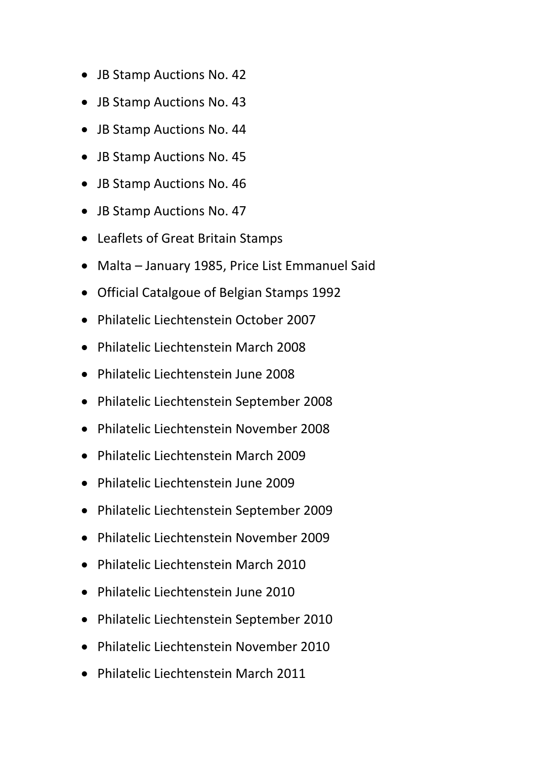- JB Stamp Auctions No. 42
- JB Stamp Auctions No. 43
- JB Stamp Auctions No. 44
- JB Stamp Auctions No. 45
- JB Stamp Auctions No. 46
- JB Stamp Auctions No. 47
- Leaflets of Great Britain Stamps
- Malta – January 1985, Price List Emmanuel Said
- Official Catalgoue of Belgian Stamps 1992
- Philatelic Liechtenstein October 2007
- Philatelic Liechtenstein March 2008
- Philatelic Liechtenstein June 2008
- Philatelic Liechtenstein September 2008
- Philatelic Liechtenstein November 2008
- Philatelic Liechtenstein March 2009
- Philatelic Liechtenstein June 2009
- Philatelic Liechtenstein September 2009
- Philatelic Liechtenstein November 2009
- Philatelic Liechtenstein March 2010
- Philatelic Liechtenstein June 2010
- Philatelic Liechtenstein September 2010
- Philatelic Liechtenstein November 2010
- Philatelic Liechtenstein March 2011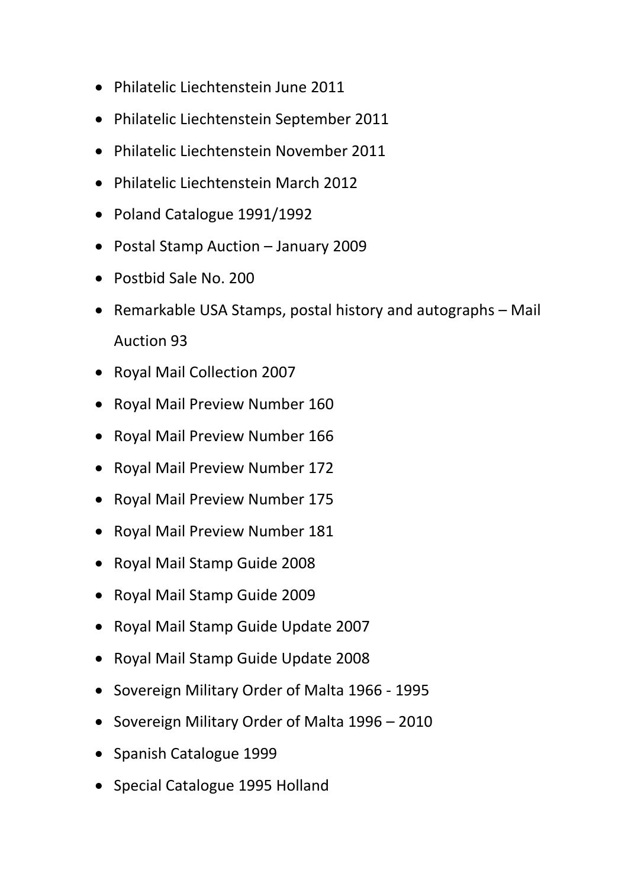- Philatelic Liechtenstein June 2011
- Philatelic Liechtenstein September 2011
- Philatelic Liechtenstein November 2011
- Philatelic Liechtenstein March 2012
- Poland Catalogue 1991/1992
- Postal Stamp Auction – January 2009
- Postbid Sale No. 200
- Remarkable USA Stamps, postal history and autographs – Mail Auction 93
- Royal Mail Collection 2007
- Royal Mail Preview Number 160
- Royal Mail Preview Number 166
- Royal Mail Preview Number 172
- Royal Mail Preview Number 175
- Royal Mail Preview Number 181
- Royal Mail Stamp Guide 2008
- Royal Mail Stamp Guide 2009
- Royal Mail Stamp Guide Update 2007
- Royal Mail Stamp Guide Update 2008
- Sovereign Military Order of Malta 1966 - 1995
- Sovereign Military Order of Malta 1996 – 2010
- Spanish Catalogue 1999
- Special Catalogue 1995 Holland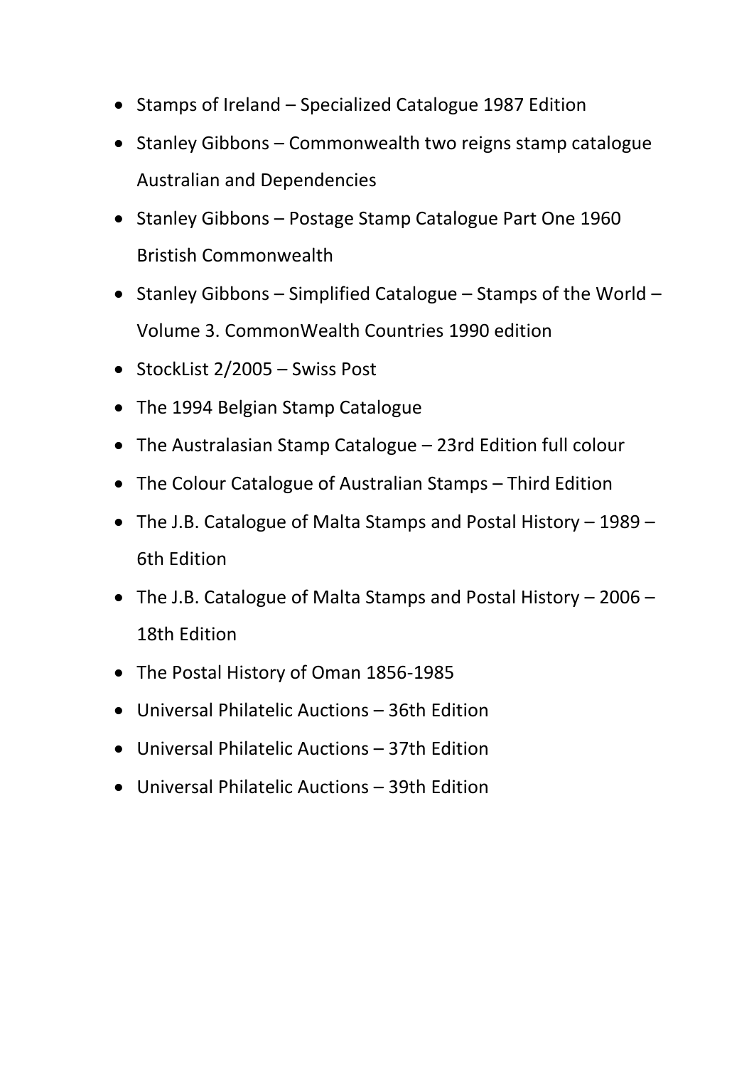- Stamps of Ireland – Specialized Catalogue 1987 Edition
- Stanley Gibbons – Commonwealth two reigns stamp catalogue Australian and Dependencies
- Stanley Gibbons – Postage Stamp Catalogue Part One 1960 Bristish Commonwealth
- Stanley Gibbons – Simplified Catalogue – Stamps of the World – Volume 3. CommonWealth Countries 1990 edition
- StockList 2/2005 – Swiss Post
- The 1994 Belgian Stamp Catalogue
- The Australasian Stamp Catalogue – 23rd Edition full colour
- The Colour Catalogue of Australian Stamps – Third Edition
- The J.B. Catalogue of Malta Stamps and Postal History – 1989 – 6th Edition
- The J.B. Catalogue of Malta Stamps and Postal History – 2006 – 18th Edition
- The Postal History of Oman 1856-1985
- Universal Philatelic Auctions – 36th Edition
- Universal Philatelic Auctions – 37th Edition
- Universal Philatelic Auctions – 39th Edition